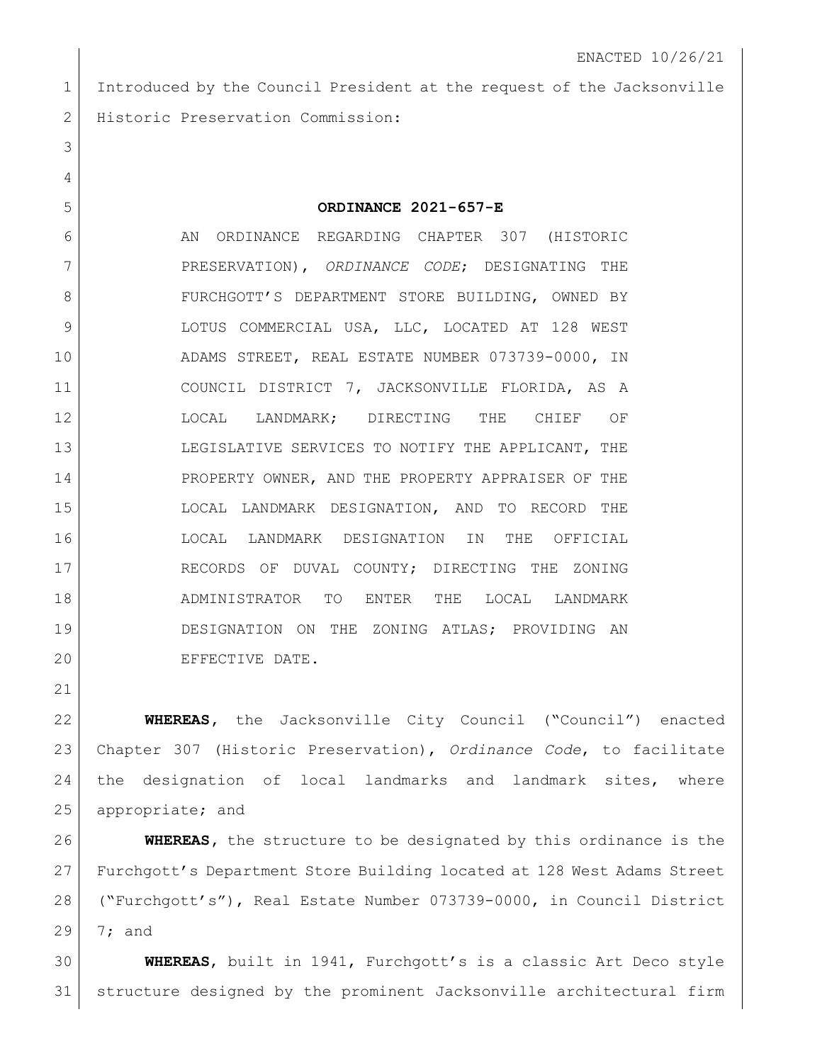ENACTED 10/26/21

Introduced by the Council President at the request of the Jacksonville Historic Preservation Commission:

**ORDINANCE 2021-657-E**

AN ORDINANCE REGARDING CHAPTER 307 (HISTORIC PRESERVATION), *ORDINANCE CODE*; DESIGNATING THE FURCHGOTT'S DEPARTMENT STORE BUILDING, OWNED BY LOTUS COMMERCIAL USA, LLC, LOCATED AT 128 WEST ADAMS STREET, REAL ESTATE NUMBER 073739-0000, IN COUNCIL DISTRICT 7, JACKSONVILLE FLORIDA, AS A LOCAL LANDMARK; DIRECTING THE CHIEF OF LEGISLATIVE SERVICES TO NOTIFY THE APPLICANT, THE PROPERTY OWNER, AND THE PROPERTY APPRAISER OF THE LOCAL LANDMARK DESIGNATION, AND TO RECORD THE LOCAL LANDMARK DESIGNATION IN THE OFFICIAL RECORDS OF DUVAL COUNTY; DIRECTING THE ZONING ADMINISTRATOR TO ENTER THE LOCAL LANDMARK DESIGNATION ON THE ZONING ATLAS; PROVIDING AN EFFECTIVE DATE.

**WHEREAS**, the Jacksonville City Council ("Council") enacted Chapter 307 (Historic Preservation), *Ordinance Code*, to facilitate the designation of local landmarks and landmark sites, where appropriate; and

**WHEREAS**, the structure to be designated by this ordinance is the Furchgott's Department Store Building located at 128 West Adams Street ("Furchgott's"), Real Estate Number 073739-0000, in Council District 7; and

**WHEREAS**, built in 1941, Furchgott's is a classic Art Deco style structure designed by the prominent Jacksonville architectural firm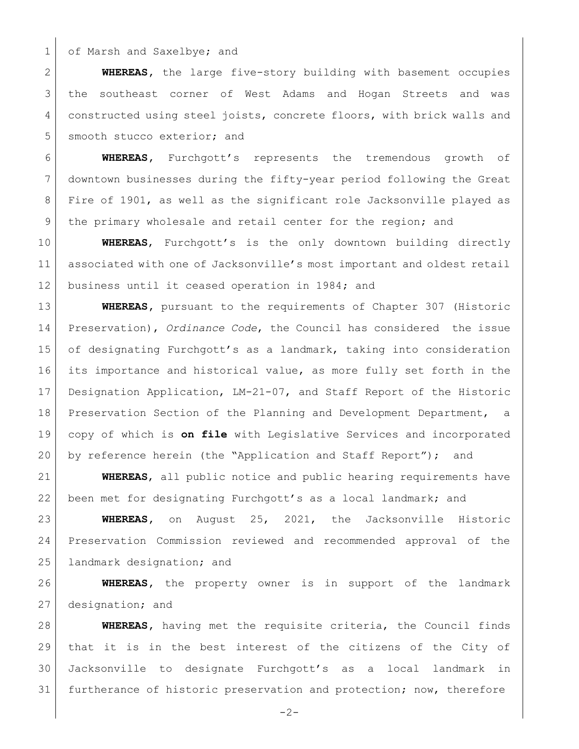of Marsh and Saxelbye; and

**WHEREAS**, the large five-story building with basement occupies the southeast corner of West Adams and Hogan Streets and was constructed using steel joists, concrete floors, with brick walls and smooth stucco exterior; and

**WHEREAS**, Furchgott's represents the tremendous growth of downtown businesses during the fifty-year period following the Great Fire of 1901, as well as the significant role Jacksonville played as the primary wholesale and retail center for the region; and

**WHEREAS**, Furchgott's is the only downtown building directly associated with one of Jacksonville's most important and oldest retail business until it ceased operation in 1984; and

**WHEREAS**, pursuant to the requirements of Chapter 307 (Historic Preservation), *Ordinance Code*, the Council has considered the issue of designating Furchgott's as a landmark, taking into consideration its importance and historical value, as more fully set forth in the Designation Application, LM-21-07, and Staff Report of the Historic Preservation Section of the Planning and Development Department, a copy of which is **on file** with Legislative Services and incorporated by reference herein (the "Application and Staff Report"); and

**WHEREAS**, all public notice and public hearing requirements have been met for designating Furchgott's as a local landmark; and

**WHEREAS**, on August 25, 2021, the Jacksonville Historic Preservation Commission reviewed and recommended approval of the landmark designation; and

**WHEREAS**, the property owner is in support of the landmark designation; and

**WHEREAS**, having met the requisite criteria, the Council finds that it is in the best interest of the citizens of the City of Jacksonville to designate Furchgott's as a local landmark in furtherance of historic preservation and protection; now, therefore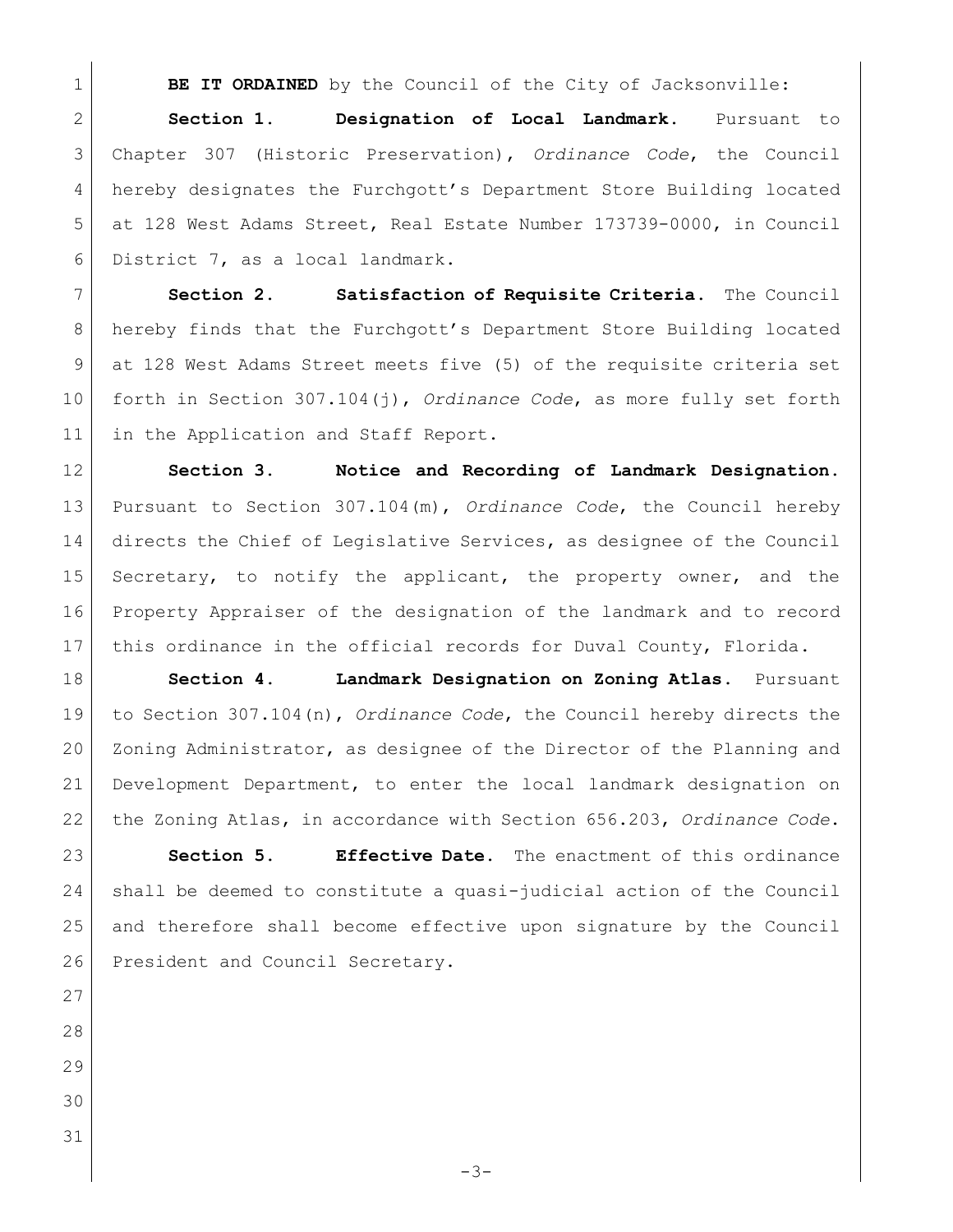**BE IT ORDAINED** by the Council of the City of Jacksonville:

**Section 1. Designation of Local Landmark.** Pursuant to Chapter 307 (Historic Preservation), *Ordinance Code*, the Council hereby designates the Furchgott's Department Store Building located at 128 West Adams Street, Real Estate Number 173739-0000, in Council District 7, as a local landmark.

**Section 2. Satisfaction of Requisite Criteria.** The Council hereby finds that the Furchgott's Department Store Building located at 128 West Adams Street meets five (5) of the requisite criteria set forth in Section 307.104(j), *Ordinance Code*, as more fully set forth in the Application and Staff Report.

**Section 3. Notice and Recording of Landmark Designation.** Pursuant to Section 307.104(m), *Ordinance Code*, the Council hereby directs the Chief of Legislative Services, as designee of the Council Secretary, to notify the applicant, the property owner, and the Property Appraiser of the designation of the landmark and to record this ordinance in the official records for Duval County, Florida.

**Section 4. Landmark Designation on Zoning Atlas.** Pursuant to Section 307.104(n), *Ordinance Code*, the Council hereby directs the Zoning Administrator, as designee of the Director of the Planning and Development Department, to enter the local landmark designation on the Zoning Atlas, in accordance with Section 656.203, *Ordinance Code*.

**Section 5. Effective Date.** The enactment of this ordinance shall be deemed to constitute a quasi-judicial action of the Council and therefore shall become effective upon signature by the Council President and Council Secretary.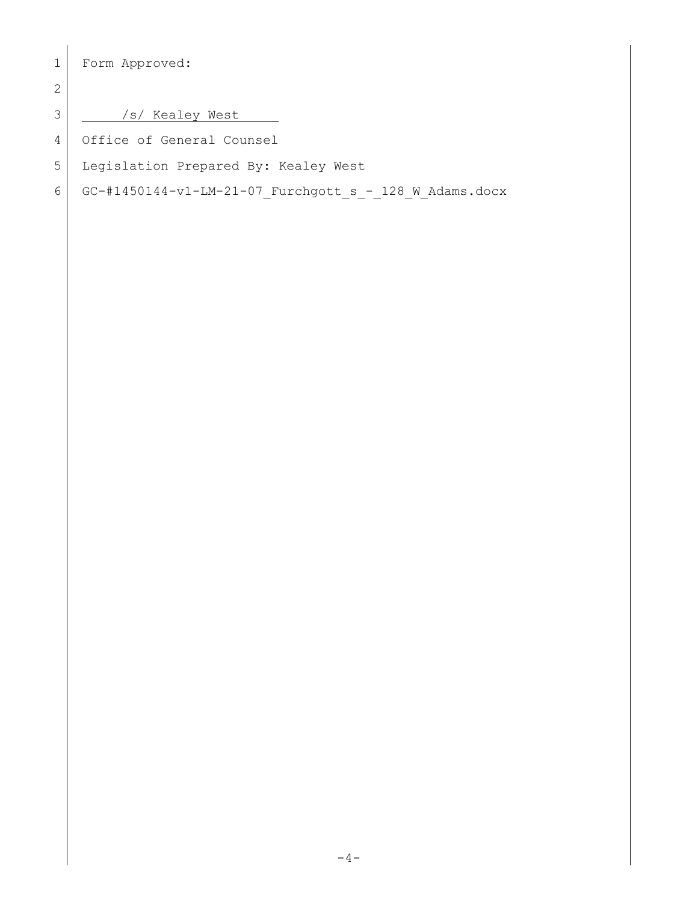Form Approved:

/s/ Kealey West

Office of General Counsel

Legislation Prepared By: Kealey West

GC-#1450144-v1-LM-21-07_Furchgott_s_-_128_W_Adams.docx